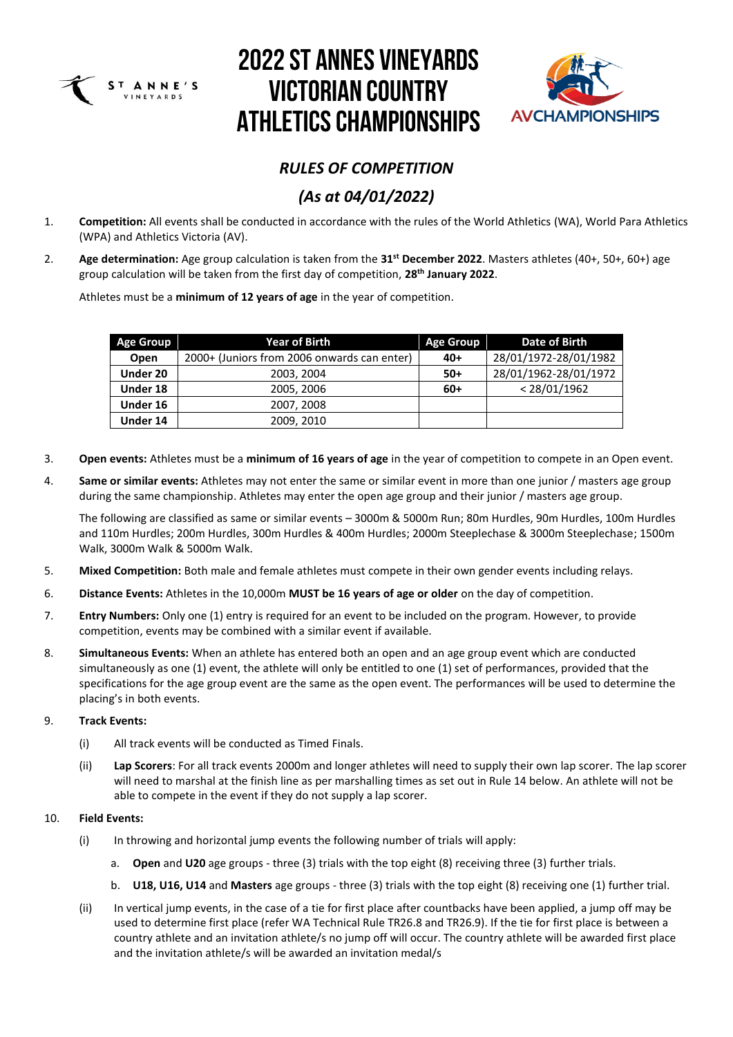# 2022 ST ANNES VINEYARDS VICTORIAN COUNTRY ATHLETICS CHAMPIONSHIPS

## *RULES OF COMPETITION*

## *(As at 04/01/2022)*

1. **Competition:** All events shall be conducted in accordance with the rules of the World Athletics (WA), World Para Athletics (WPA) and Athletics Victoria (AV).

2. **Age determination:** Age group calculation is taken from the **31st December 2022**. Masters athletes (40+, 50+, 60+) age group calculation will be taken from the first day of competition, **28th January 2022**.

   Athletes must be a **minimum of 12 years of age** in the year of competition.

| Age Group | Year of Birth | Age Group | Date of Birth |
|---|---|---|---|
| **Open** | 2000+ (Juniors from 2006 onwards can enter) | **40+** | 28/01/1972-28/01/1982 |
| **Under 20** | 2003, 2004 | **50+** | 28/01/1962-28/01/1972 |
| **Under 18** | 2005, 2006 | **60+** | < 28/01/1962 |
| **Under 16** | 2007, 2008 | | |
| **Under 14** | 2009, 2010 | | |

3. **Open events:** Athletes must be a **minimum of 16 years of age** in the year of competition to compete in an Open event.

4. **Same or similar events:** Athletes may not enter the same or similar event in more than one junior / masters age group during the same championship. Athletes may enter the open age group and their junior / masters age group.

   The following are classified as same or similar events – 3000m & 5000m Run; 80m Hurdles, 90m Hurdles, 100m Hurdles and 110m Hurdles; 200m Hurdles, 300m Hurdles & 400m Hurdles; 2000m Steeplechase & 3000m Steeplechase; 1500m Walk, 3000m Walk & 5000m Walk.

5. **Mixed Competition:** Both male and female athletes must compete in their own gender events including relays.

6. **Distance Events:** Athletes in the 10,000m **MUST be 16 years of age or older** on the day of competition.

7. **Entry Numbers:** Only one (1) entry is required for an event to be included on the program. However, to provide competition, events may be combined with a similar event if available.

8. **Simultaneous Events:** When an athlete has entered both an open and an age group event which are conducted simultaneously as one (1) event, the athlete will only be entitled to one (1) set of performances, provided that the specifications for the age group event are the same as the open event. The performances will be used to determine the placing's in both events.

9. **Track Events:**

   (i) All track events will be conducted as Timed Finals.

   (ii) **Lap Scorers**: For all track events 2000m and longer athletes will need to supply their own lap scorer. The lap scorer will need to marshal at the finish line as per marshalling times as set out in Rule 14 below. An athlete will not be able to compete in the event if they do not supply a lap scorer.

10. **Field Events:**

    (i) In throwing and horizontal jump events the following number of trials will apply:

    a. **Open** and **U20** age groups - three (3) trials with the top eight (8) receiving three (3) further trials.

    b. **U18, U16, U14** and **Masters** age groups - three (3) trials with the top eight (8) receiving one (1) further trial.

    (ii) In vertical jump events, in the case of a tie for first place after countbacks have been applied, a jump off may be used to determine first place (refer WA Technical Rule TR26.8 and TR26.9). If the tie for first place is between a country athlete and an invitation athlete/s no jump off will occur. The country athlete will be awarded first place and the invitation athlete/s will be awarded an invitation medal/s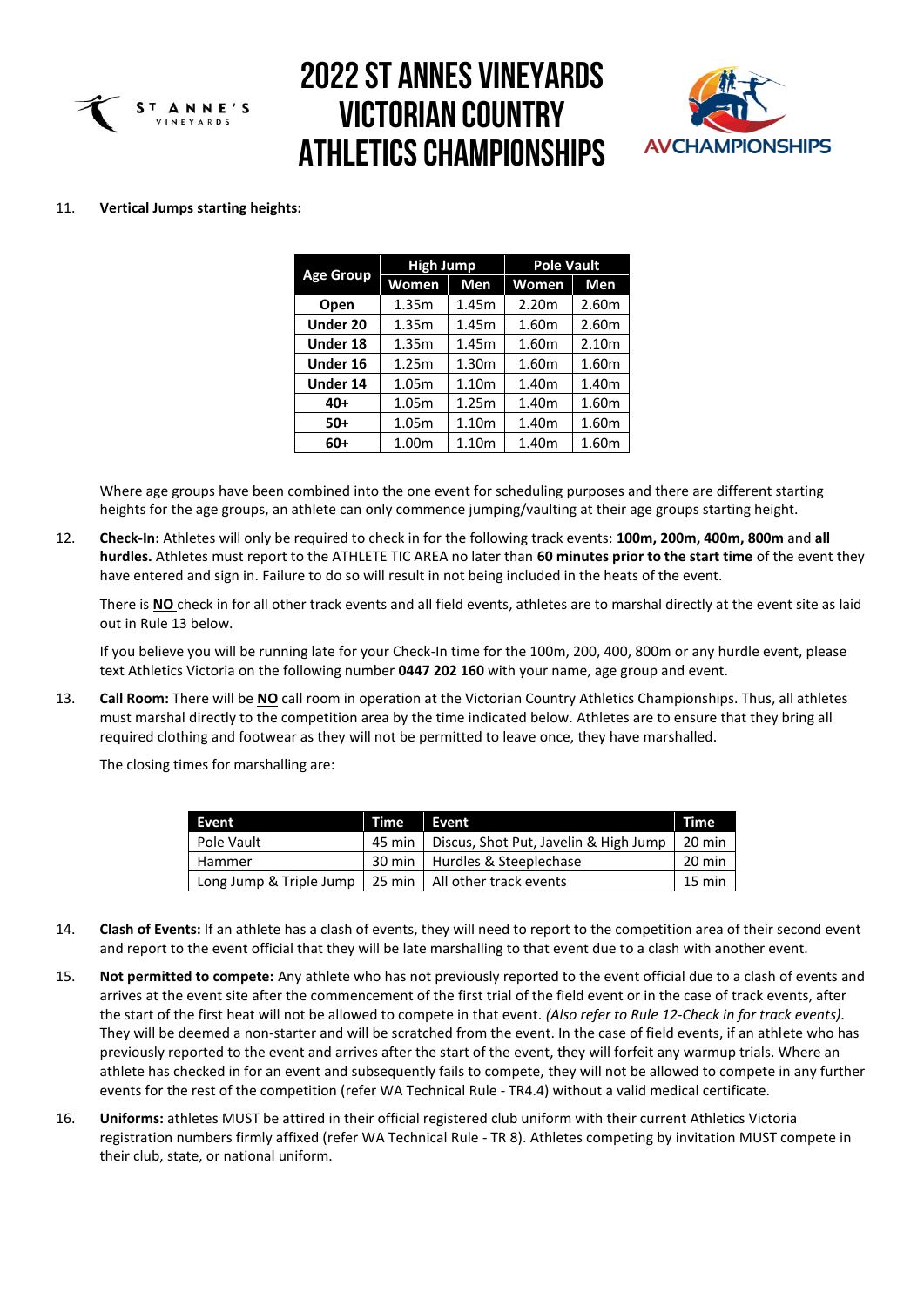11. **Vertical Jumps starting heights:**

| Age Group | High Jump | | Pole Vault | |
|---|---|---|---|---|
| | Women | Men | Women | Men |
| **Open** | 1.35m | 1.45m | 2.20m | 2.60m |
| **Under 20** | 1.35m | 1.45m | 1.60m | 2.60m |
| **Under 18** | 1.35m | 1.45m | 1.60m | 2.10m |
| **Under 16** | 1.25m | 1.30m | 1.60m | 1.60m |
| **Under 14** | 1.05m | 1.10m | 1.40m | 1.40m |
| **40+** | 1.05m | 1.25m | 1.40m | 1.60m |
| **50+** | 1.05m | 1.10m | 1.40m | 1.60m |
| **60+** | 1.00m | 1.10m | 1.40m | 1.60m |

Where age groups have been combined into the one event for scheduling purposes and there are different starting heights for the age groups, an athlete can only commence jumping/vaulting at their age groups starting height.

12. **Check-In:** Athletes will only be required to check in for the following track events: **100m, 200m, 400m, 800m** and **all hurdles.** Athletes must report to the ATHLETE TIC AREA no later than **60 minutes prior to the start time** of the event they have entered and sign in. Failure to do so will result in not being included in the heats of the event.

    There is **NO** check in for all other track events and all field events, athletes are to marshal directly at the event site as laid out in Rule 13 below.

    If you believe you will be running late for your Check-In time for the 100m, 200, 400, 800m or any hurdle event, please text Athletics Victoria on the following number **0447 202 160** with your name, age group and event.

13. **Call Room:** There will be **NO** call room in operation at the Victorian Country Athletics Championships. Thus, all athletes must marshal directly to the competition area by the time indicated below. Athletes are to ensure that they bring all required clothing and footwear as they will not be permitted to leave once, they have marshalled.

    The closing times for marshalling are:

| Event | Time | Event | Time |
|---|---|---|---|
| Pole Vault | 45 min | Discus, Shot Put, Javelin & High Jump | 20 min |
| Hammer | 30 min | Hurdles & Steeplechase | 20 min |
| Long Jump & Triple Jump | 25 min | All other track events | 15 min |

14. **Clash of Events:** If an athlete has a clash of events, they will need to report to the competition area of their second event and report to the event official that they will be late marshalling to that event due to a clash with another event.

15. **Not permitted to compete:** Any athlete who has not previously reported to the event official due to a clash of events and arrives at the event site after the commencement of the first trial of the field event or in the case of track events, after the start of the first heat will not be allowed to compete in that event. *(Also refer to Rule 12-Check in for track events)*. They will be deemed a non-starter and will be scratched from the event. In the case of field events, if an athlete who has previously reported to the event and arrives after the start of the event, they will forfeit any warmup trials. Where an athlete has checked in for an event and subsequently fails to compete, they will not be allowed to compete in any further events for the rest of the competition (refer WA Technical Rule - TR4.4) without a valid medical certificate.

16. **Uniforms:** athletes MUST be attired in their official registered club uniform with their current Athletics Victoria registration numbers firmly affixed (refer WA Technical Rule - TR 8). Athletes competing by invitation MUST compete in their club, state, or national uniform.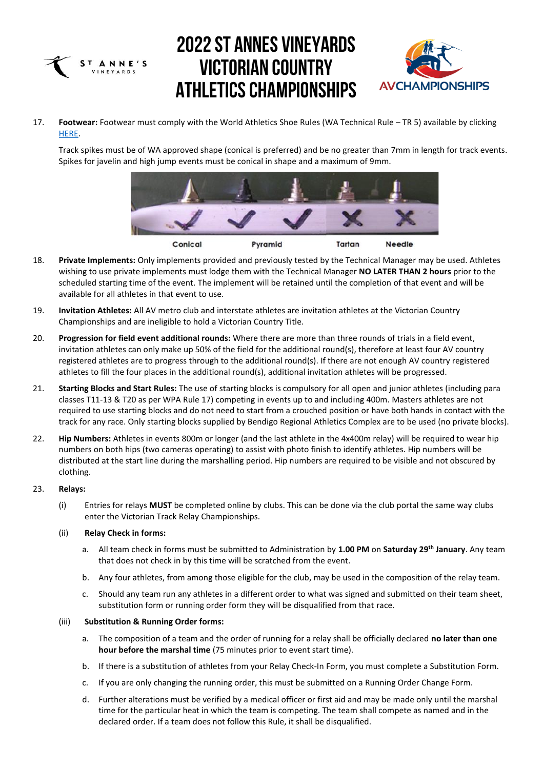17. **Footwear:** Footwear must comply with the World Athletics Shoe Rules (WA Technical Rule – TR 5) available by clicking HERE.

    Track spikes must be of WA approved shape (conical is preferred) and be no greater than 7mm in length for track events. Spikes for javelin and high jump events must be conical in shape and a maximum of 9mm.

    Conical Pyramid Tartan Needle

18. **Private Implements:** Only implements provided and previously tested by the Technical Manager may be used. Athletes wishing to use private implements must lodge them with the Technical Manager **NO LATER THAN 2 hours** prior to the scheduled starting time of the event. The implement will be retained until the completion of that event and will be available for all athletes in that event to use.

19. **Invitation Athletes:** All AV metro club and interstate athletes are invitation athletes at the Victorian Country Championships and are ineligible to hold a Victorian Country Title.

20. **Progression for field event additional rounds:** Where there are more than three rounds of trials in a field event, invitation athletes can only make up 50% of the field for the additional round(s), therefore at least four AV country registered athletes are to progress through to the additional round(s). If there are not enough AV country registered athletes to fill the four places in the additional round(s), additional invitation athletes will be progressed.

21. **Starting Blocks and Start Rules:** The use of starting blocks is compulsory for all open and junior athletes (including para classes T11-13 & T20 as per WPA Rule 17) competing in events up to and including 400m. Masters athletes are not required to use starting blocks and do not need to start from a crouched position or have both hands in contact with the track for any race. Only starting blocks supplied by Bendigo Regional Athletics Complex are to be used (no private blocks).

22. **Hip Numbers:** Athletes in events 800m or longer (and the last athlete in the 4x400m relay) will be required to wear hip numbers on both hips (two cameras operating) to assist with photo finish to identify athletes. Hip numbers will be distributed at the start line during the marshalling period. Hip numbers are required to be visible and not obscured by clothing.

23. **Relays:**

    (i) Entries for relays **MUST** be completed online by clubs. This can be done via the club portal the same way clubs enter the Victorian Track Relay Championships.

    (ii) **Relay Check in forms:**

    a. All team check in forms must be submitted to Administration by **1.00 PM** on **Saturday 29th January**. Any team that does not check in by this time will be scratched from the event.

    b. Any four athletes, from among those eligible for the club, may be used in the composition of the relay team.

    c. Should any team run any athletes in a different order to what was signed and submitted on their team sheet, substitution form or running order form they will be disqualified from that race.

    (iii) **Substitution & Running Order forms:**

    a. The composition of a team and the order of running for a relay shall be officially declared **no later than one hour before the marshal time** (75 minutes prior to event start time).

    b. If there is a substitution of athletes from your Relay Check-In Form, you must complete a Substitution Form.

    c. If you are only changing the running order, this must be submitted on a Running Order Change Form.

    d. Further alterations must be verified by a medical officer or first aid and may be made only until the marshal time for the particular heat in which the team is competing. The team shall compete as named and in the declared order. If a team does not follow this Rule, it shall be disqualified.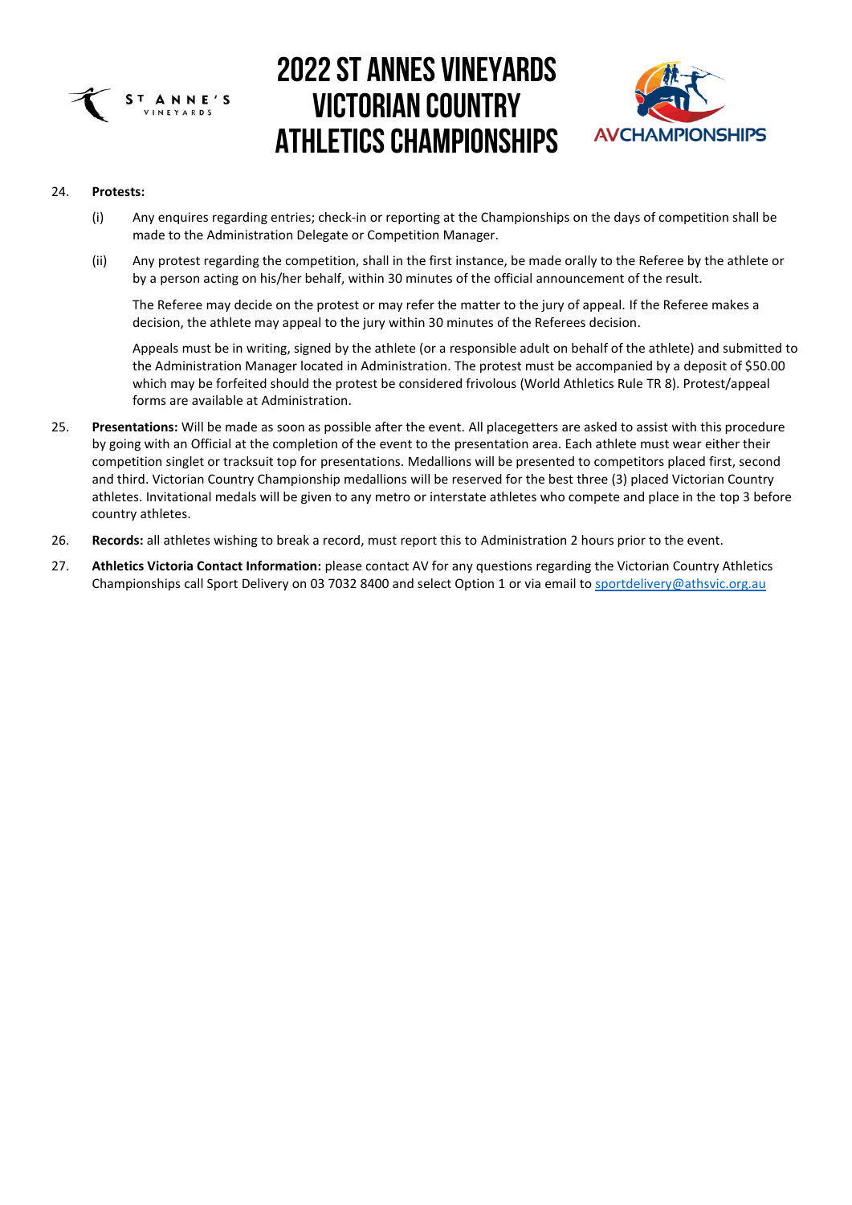24. **Protests:**

    (i) Any enquires regarding entries; check-in or reporting at the Championships on the days of competition shall be made to the Administration Delegate or Competition Manager.

    (ii) Any protest regarding the competition, shall in the first instance, be made orally to the Referee by the athlete or by a person acting on his/her behalf, within 30 minutes of the official announcement of the result.

    The Referee may decide on the protest or may refer the matter to the jury of appeal. If the Referee makes a decision, the athlete may appeal to the jury within 30 minutes of the Referees decision.

    Appeals must be in writing, signed by the athlete (or a responsible adult on behalf of the athlete) and submitted to the Administration Manager located in Administration. The protest must be accompanied by a deposit of $50.00 which may be forfeited should the protest be considered frivolous (World Athletics Rule TR 8). Protest/appeal forms are available at Administration.

25. **Presentations:** Will be made as soon as possible after the event. All placegetters are asked to assist with this procedure by going with an Official at the completion of the event to the presentation area. Each athlete must wear either their competition singlet or tracksuit top for presentations. Medallions will be presented to competitors placed first, second and third. Victorian Country Championship medallions will be reserved for the best three (3) placed Victorian Country athletes. Invitational medals will be given to any metro or interstate athletes who compete and place in the top 3 before country athletes.

26. **Records:** all athletes wishing to break a record, must report this to Administration 2 hours prior to the event.

27. **Athletics Victoria Contact Information:** please contact AV for any questions regarding the Victorian Country Athletics Championships call Sport Delivery on 03 7032 8400 and select Option 1 or via email to sportdelivery@athsvic.org.au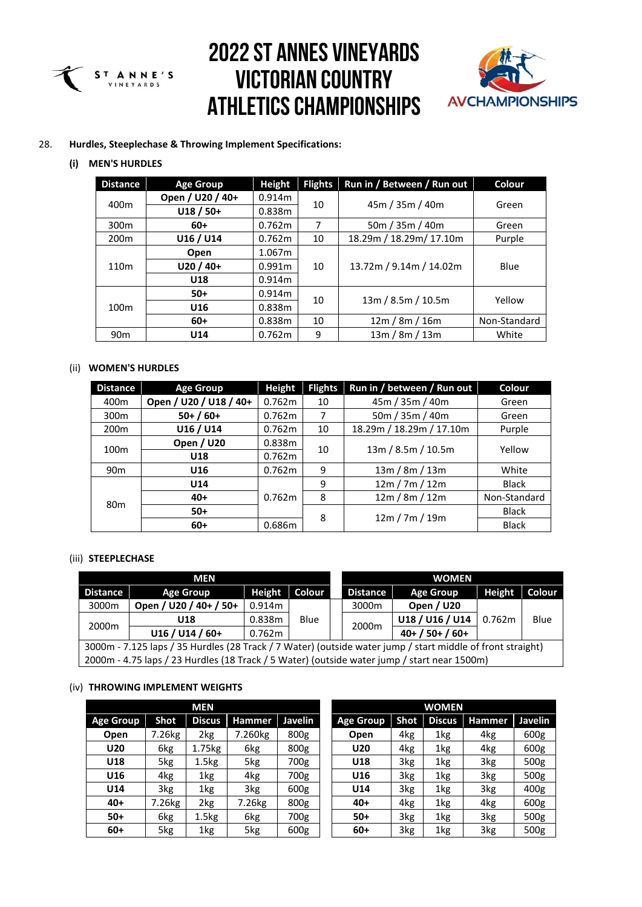# 2022 ST ANNES VINEYARDS VICTORIAN COUNTRY ATHLETICS CHAMPIONSHIPS

28. **Hurdles, Steeplechase & Throwing Implement Specifications:**

### (i) MEN'S HURDLES

| Distance | Age Group | Height | Flights | Run in / Between / Run out | Colour |
|---|---|---|---|---|---|
| 400m | Open / U20 / 40+ | 0.914m | 10 | 45m / 35m / 40m | Green |
| | U18 / 50+ | 0.838m | | | |
| 300m | 60+ | 0.762m | 7 | 50m / 35m / 40m | Green |
| 200m | U16 / U14 | 0.762m | 10 | 18.29m / 18.29m/ 17.10m | Purple |
| 110m | Open | 1.067m | 10 | 13.72m / 9.14m / 14.02m | Blue |
| | U20 / 40+ | 0.991m | | | |
| | U18 | 0.914m | | | |
| 100m | 50+ | 0.914m | 10 | 13m / 8.5m / 10.5m | Yellow |
| | U16 | 0.838m | | | |
| | 60+ | 0.838m | 10 | 12m / 8m / 16m | Non-Standard |
| 90m | U14 | 0.762m | 9 | 13m / 8m / 13m | White |

### (ii) WOMEN'S HURDLES

| Distance | Age Group | Height | Flights | Run in / between / Run out | Colour |
|---|---|---|---|---|---|
| 400m | Open / U20 / U18 / 40+ | 0.762m | 10 | 45m / 35m / 40m | Green |
| 300m | 50+ / 60+ | 0.762m | 7 | 50m / 35m / 40m | Green |
| 200m | U16 / U14 | 0.762m | 10 | 18.29m / 18.29m / 17.10m | Purple |
| 100m | Open / U20 | 0.838m | 10 | 13m / 8.5m / 10.5m | Yellow |
| | U18 | 0.762m | | | |
| 90m | U16 | 0.762m | 9 | 13m / 8m / 13m | White |
| 80m | U14 | 0.762m | 9 | 12m / 7m / 12m | Black |
| | 40+ | | 8 | 12m / 8m / 12m | Non-Standard |
| | 50+ | | 8 | 12m / 7m / 19m | Black |
| | 60+ | 0.686m | | | Black |

### (iii) STEEPLECHASE

| MEN | | | | WOMEN | | | |
|---|---|---|---|---|---|---|---|
| Distance | Age Group | Height | Colour | Distance | Age Group | Height | Colour |
| 3000m | Open / U20 / 40+ / 50+ | 0.914m | Blue | 3000m | Open / U20 | 0.762m | Blue |
| 2000m | U18 | 0.838m | | 2000m | U18 / U16 / U14 | | |
| | U16 / U14 / 60+ | 0.762m | | | 40+ / 50+ / 60+ | | |

3000m - 7.125 laps / 35 Hurdles (28 Track / 7 Water) (outside water jump / start middle of front straight)
2000m - 4.75 laps / 23 Hurdles (18 Track / 5 Water) (outside water jump / start near 1500m)

### (iv) THROWING IMPLEMENT WEIGHTS

**MEN**

| Age Group | Shot | Discus | Hammer | Javelin |
|---|---|---|---|---|
| Open | 7.26kg | 2kg | 7.260kg | 800g |
| U20 | 6kg | 1.75kg | 6kg | 800g |
| U18 | 5kg | 1.5kg | 5kg | 700g |
| U16 | 4kg | 1kg | 4kg | 700g |
| U14 | 3kg | 1kg | 3kg | 600g |
| 40+ | 7.26kg | 2kg | 7.26kg | 800g |
| 50+ | 6kg | 1.5kg | 6kg | 700g |
| 60+ | 5kg | 1kg | 5kg | 600g |

**WOMEN**

| Age Group | Shot | Discus | Hammer | Javelin |
|---|---|---|---|---|
| Open | 4kg | 1kg | 4kg | 600g |
| U20 | 4kg | 1kg | 4kg | 600g |
| U18 | 3kg | 1kg | 3kg | 500g |
| U16 | 3kg | 1kg | 3kg | 500g |
| U14 | 3kg | 1kg | 3kg | 400g |
| 40+ | 4kg | 1kg | 4kg | 600g |
| 50+ | 3kg | 1kg | 3kg | 500g |
| 60+ | 3kg | 1kg | 3kg | 500g |